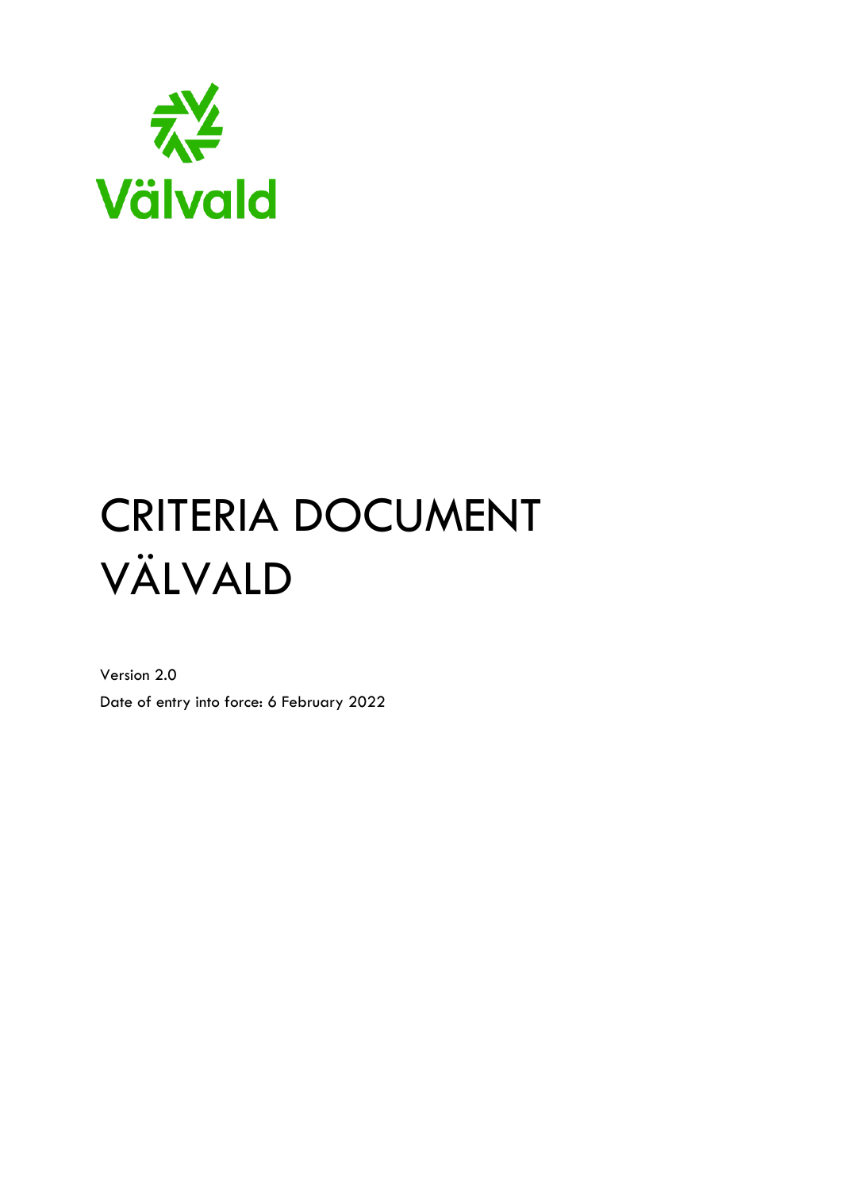Välvald

# CRITERIA DOCUMENT VÄLVALD

Version 2.0

Date of entry into force: 6 February 2022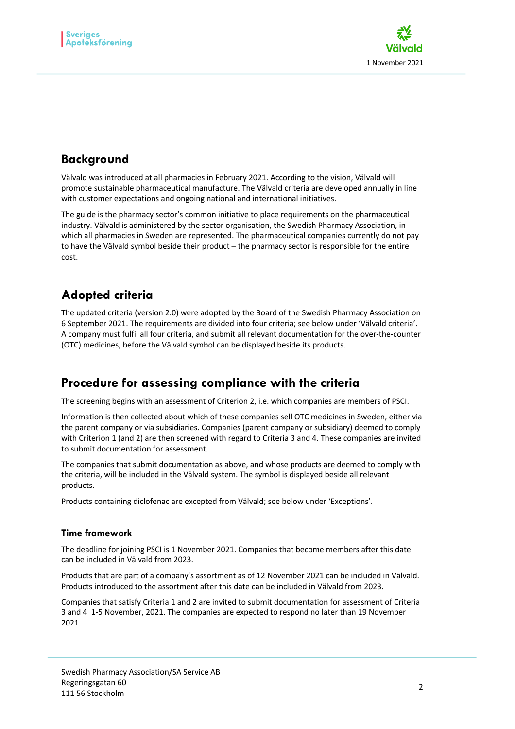## Background

Välvald was introduced at all pharmacies in February 2021. According to the vision, Välvald will promote sustainable pharmaceutical manufacture. The Välvald criteria are developed annually in line with customer expectations and ongoing national and international initiatives.

The guide is the pharmacy sector's common initiative to place requirements on the pharmaceutical industry. Välvald is administered by the sector organisation, the Swedish Pharmacy Association, in which all pharmacies in Sweden are represented. The pharmaceutical companies currently do not pay to have the Välvald symbol beside their product – the pharmacy sector is responsible for the entire cost.

## Adopted criteria

The updated criteria (version 2.0) were adopted by the Board of the Swedish Pharmacy Association on 6 September 2021. The requirements are divided into four criteria; see below under 'Välvald criteria'. A company must fulfil all four criteria, and submit all relevant documentation for the over-the-counter (OTC) medicines, before the Välvald symbol can be displayed beside its products.

## Procedure for assessing compliance with the criteria

The screening begins with an assessment of Criterion 2, i.e. which companies are members of PSCI.

Information is then collected about which of these companies sell OTC medicines in Sweden, either via the parent company or via subsidiaries. Companies (parent company or subsidiary) deemed to comply with Criterion 1 (and 2) are then screened with regard to Criteria 3 and 4. These companies are invited to submit documentation for assessment.

The companies that submit documentation as above, and whose products are deemed to comply with the criteria, will be included in the Välvald system. The symbol is displayed beside all relevant products.

Products containing diclofenac are excepted from Välvald; see below under 'Exceptions'.

### Time framework

The deadline for joining PSCI is 1 November 2021. Companies that become members after this date can be included in Välvald from 2023.

Products that are part of a company's assortment as of 12 November 2021 can be included in Välvald. Products introduced to the assortment after this date can be included in Välvald from 2023.

Companies that satisfy Criteria 1 and 2 are invited to submit documentation for assessment of Criteria 3 and 4 1-5 November, 2021. The companies are expected to respond no later than 19 November 2021.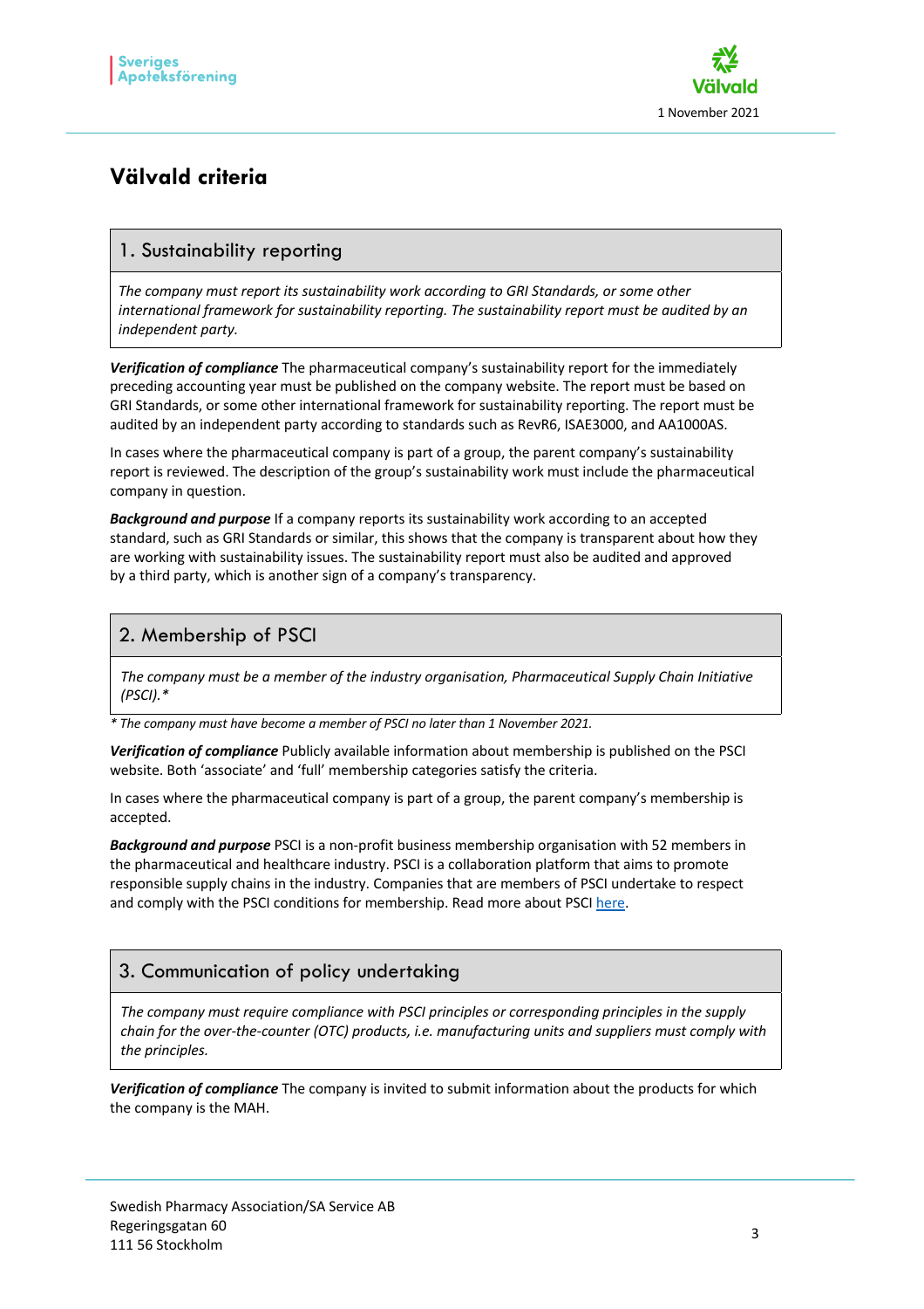# Välvald criteria

## 1. Sustainability reporting

*The company must report its sustainability work according to GRI Standards, or some other international framework for sustainability reporting. The sustainability report must be audited by an independent party.*

***Verification of compliance*** The pharmaceutical company's sustainability report for the immediately preceding accounting year must be published on the company website. The report must be based on GRI Standards, or some other international framework for sustainability reporting. The report must be audited by an independent party according to standards such as RevR6, ISAE3000, and AA1000AS.

In cases where the pharmaceutical company is part of a group, the parent company's sustainability report is reviewed. The description of the group's sustainability work must include the pharmaceutical company in question.

***Background and purpose*** If a company reports its sustainability work according to an accepted standard, such as GRI Standards or similar, this shows that the company is transparent about how they are working with sustainability issues. The sustainability report must also be audited and approved by a third party, which is another sign of a company's transparency.

## 2. Membership of PSCI

*The company must be a member of the industry organisation, Pharmaceutical Supply Chain Initiative (PSCI).**

** The company must have become a member of PSCI no later than 1 November 2021.*

***Verification of compliance*** Publicly available information about membership is published on the PSCI website. Both 'associate' and 'full' membership categories satisfy the criteria.

In cases where the pharmaceutical company is part of a group, the parent company's membership is accepted.

***Background and purpose*** PSCI is a non-profit business membership organisation with 52 members in the pharmaceutical and healthcare industry. PSCI is a collaboration platform that aims to promote responsible supply chains in the industry. Companies that are members of PSCI undertake to respect and comply with the PSCI conditions for membership. Read more about PSCI here.

## 3. Communication of policy undertaking

*The company must require compliance with PSCI principles or corresponding principles in the supply chain for the over-the-counter (OTC) products, i.e. manufacturing units and suppliers must comply with the principles.*

***Verification of compliance*** The company is invited to submit information about the products for which the company is the MAH.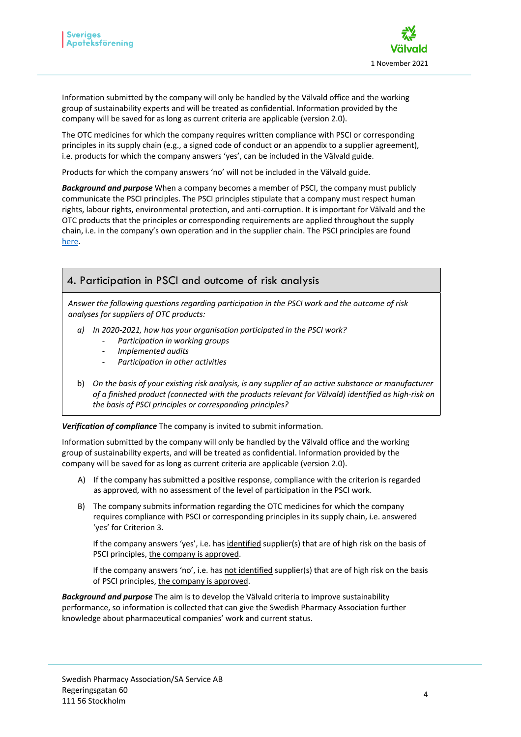Information submitted by the company will only be handled by the Välvald office and the working group of sustainability experts and will be treated as confidential. Information provided by the company will be saved for as long as current criteria are applicable (version 2.0).

The OTC medicines for which the company requires written compliance with PSCI or corresponding principles in its supply chain (e.g., a signed code of conduct or an appendix to a supplier agreement), i.e. products for which the company answers 'yes', can be included in the Välvald guide.

Products for which the company answers 'no' will not be included in the Välvald guide.

***Background and purpose*** When a company becomes a member of PSCI, the company must publicly communicate the PSCI principles. The PSCI principles stipulate that a company must respect human rights, labour rights, environmental protection, and anti-corruption. It is important for Välvald and the OTC products that the principles or corresponding requirements are applied throughout the supply chain, i.e. in the company's own operation and in the supplier chain. The PSCI principles are found here.

## 4. Participation in PSCI and outcome of risk analysis

*Answer the following questions regarding participation in the PSCI work and the outcome of risk analyses for suppliers of OTC products:*

a) *In 2020-2021, how has your organisation participated in the PSCI work?*
   - *Participation in working groups*
   - *Implemented audits*
   - *Participation in other activities*

b) *On the basis of your existing risk analysis, is any supplier of an active substance or manufacturer of a finished product (connected with the products relevant for Välvald) identified as high-risk on the basis of PSCI principles or corresponding principles?*

***Verification of compliance*** The company is invited to submit information.

Information submitted by the company will only be handled by the Välvald office and the working group of sustainability experts, and will be treated as confidential. Information provided by the company will be saved for as long as current criteria are applicable (version 2.0).

A) If the company has submitted a positive response, compliance with the criterion is regarded as approved, with no assessment of the level of participation in the PSCI work.

B) The company submits information regarding the OTC medicines for which the company requires compliance with PSCI or corresponding principles in its supply chain, i.e. answered 'yes' for Criterion 3.

   If the company answers 'yes', i.e. has identified supplier(s) that are of high risk on the basis of PSCI principles, the company is approved.

   If the company answers 'no', i.e. has not identified supplier(s) that are of high risk on the basis of PSCI principles, the company is approved.

***Background and purpose*** The aim is to develop the Välvald criteria to improve sustainability performance, so information is collected that can give the Swedish Pharmacy Association further knowledge about pharmaceutical companies' work and current status.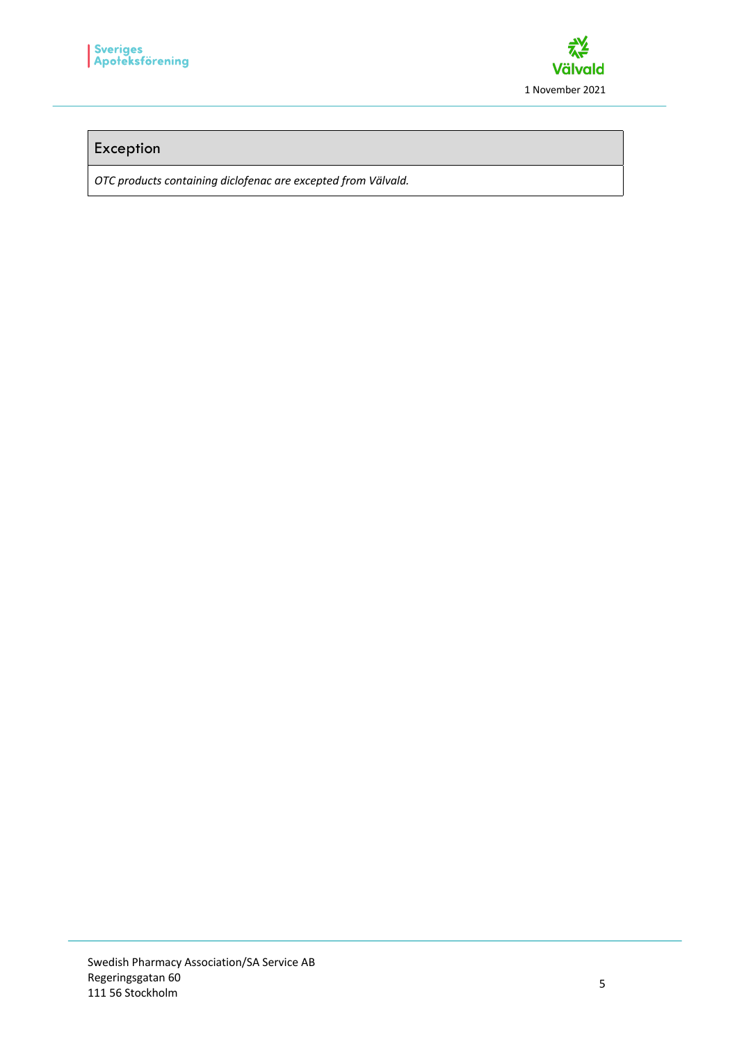| Exception |
| --- |
| *OTC products containing diclofenac are excepted from Välvald.* |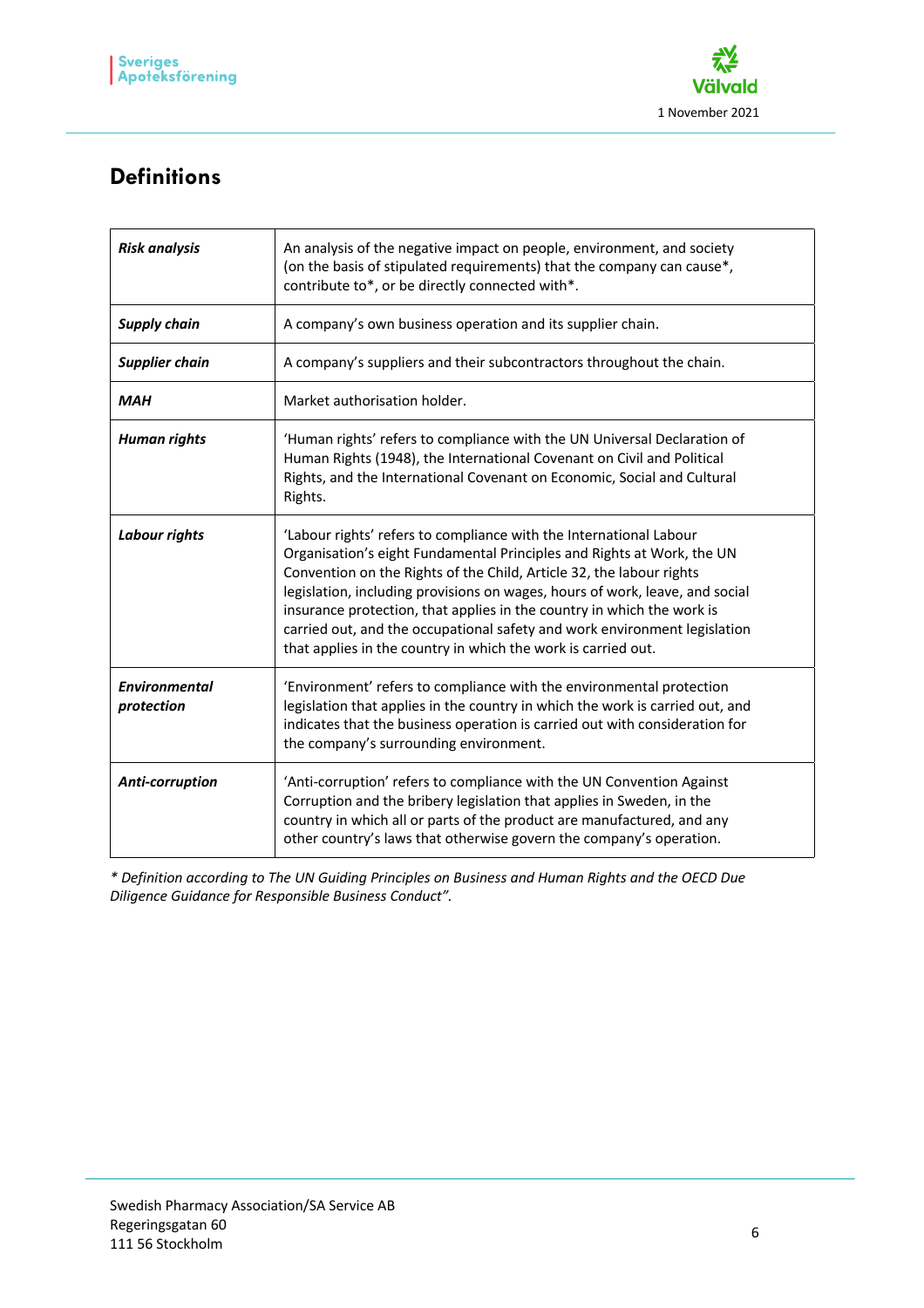## Definitions

| | |
|---|---|
| ***Risk analysis*** | An analysis of the negative impact on people, environment, and society (on the basis of stipulated requirements) that the company can cause*, contribute to*, or be directly connected with*. |
| ***Supply chain*** | A company's own business operation and its supplier chain. |
| ***Supplier chain*** | A company's suppliers and their subcontractors throughout the chain. |
| ***MAH*** | Market authorisation holder. |
| ***Human rights*** | 'Human rights' refers to compliance with the UN Universal Declaration of Human Rights (1948), the International Covenant on Civil and Political Rights, and the International Covenant on Economic, Social and Cultural Rights. |
| ***Labour rights*** | 'Labour rights' refers to compliance with the International Labour Organisation's eight Fundamental Principles and Rights at Work, the UN Convention on the Rights of the Child, Article 32, the labour rights legislation, including provisions on wages, hours of work, leave, and social insurance protection, that applies in the country in which the work is carried out, and the occupational safety and work environment legislation that applies in the country in which the work is carried out. |
| ***Environmental protection*** | 'Environment' refers to compliance with the environmental protection legislation that applies in the country in which the work is carried out, and indicates that the business operation is carried out with consideration for the company's surrounding environment. |
| ***Anti-corruption*** | 'Anti-corruption' refers to compliance with the UN Convention Against Corruption and the bribery legislation that applies in Sweden, in the country in which all or parts of the product are manufactured, and any other country's laws that otherwise govern the company's operation. |

*\* Definition according to The UN Guiding Principles on Business and Human Rights and the OECD Due Diligence Guidance for Responsible Business Conduct".*

Swedish Pharmacy Association/SA Service AB
Regeringsgatan 60
111 56 Stockholm